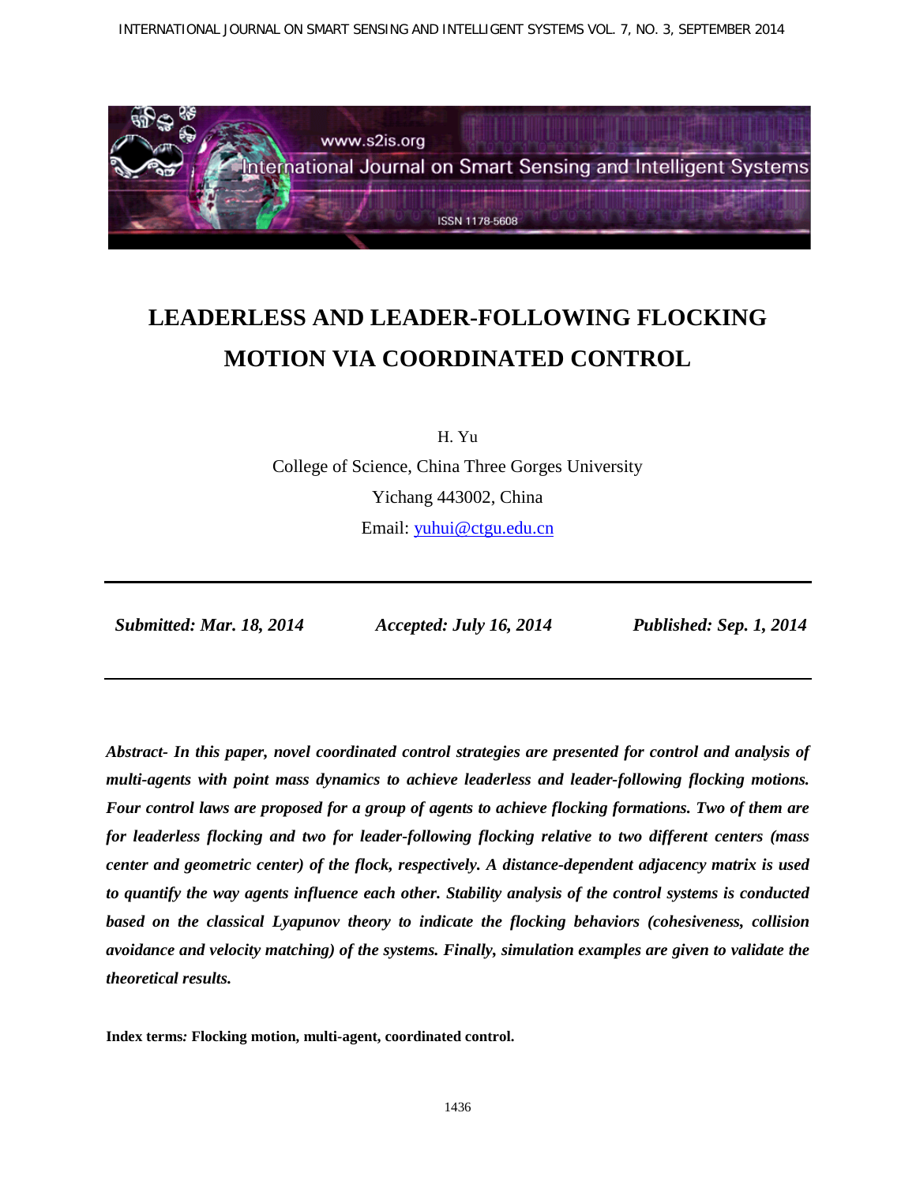# LEADERLESS AND LEADER-FOLLOWING FLOCKING MOTION VIA COORDINATED CONTROL

H. Yu

College of Science, China Three Gorges University

Yichang 443002, China

Email: yuhui@ctgu.edu.cn

***Submitted: Mar. 18, 2014*** ***Accepted: July 16, 2014*** ***Published: Sep. 1, 2014***

***Abstract- In this paper, novel coordinated control strategies are presented for control and analysis of multi-agents with point mass dynamics to achieve leaderless and leader-following flocking motions. Four control laws are proposed for a group of agents to achieve flocking formations. Two of them are for leaderless flocking and two for leader-following flocking relative to two different centers (mass center and geometric center) of the flock, respectively. A distance-dependent adjacency matrix is used to quantify the way agents influence each other. Stability analysis of the control systems is conducted based on the classical Lyapunov theory to indicate the flocking behaviors (cohesiveness, collision avoidance and velocity matching) of the systems. Finally, simulation examples are given to validate the theoretical results.***

**Index terms: Flocking motion, multi-agent, coordinated control.**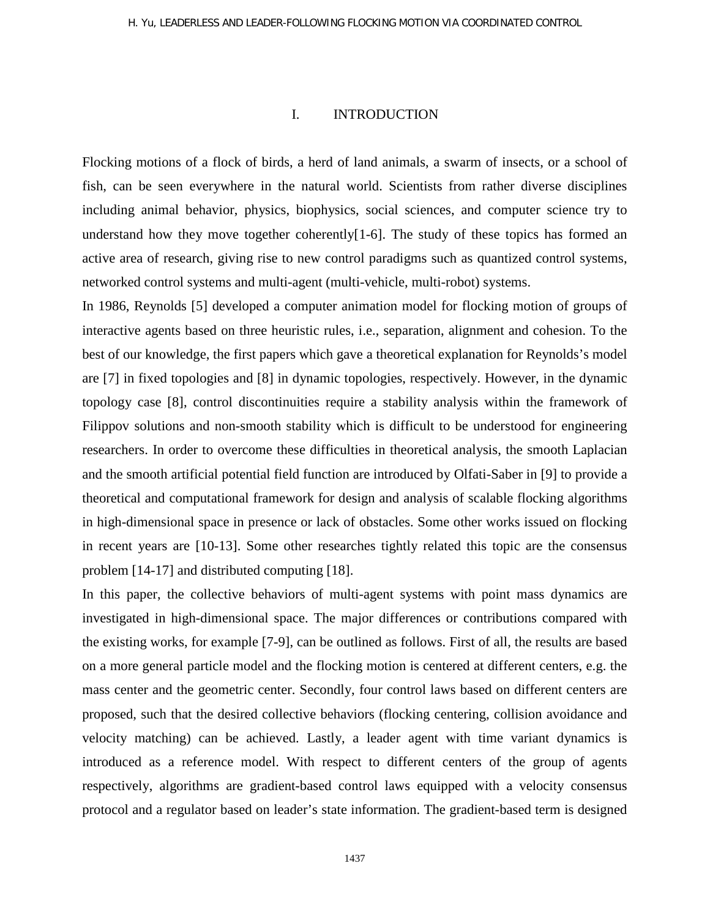# I. INTRODUCTION

Flocking motions of a flock of birds, a herd of land animals, a swarm of insects, or a school of fish, can be seen everywhere in the natural world. Scientists from rather diverse disciplines including animal behavior, physics, biophysics, social sciences, and computer science try to understand how they move together coherently[1-6]. The study of these topics has formed an active area of research, giving rise to new control paradigms such as quantized control systems, networked control systems and multi-agent (multi-vehicle, multi-robot) systems.

In 1986, Reynolds [5] developed a computer animation model for flocking motion of groups of interactive agents based on three heuristic rules, i.e., separation, alignment and cohesion. To the best of our knowledge, the first papers which gave a theoretical explanation for Reynolds's model are [7] in fixed topologies and [8] in dynamic topologies, respectively. However, in the dynamic topology case [8], control discontinuities require a stability analysis within the framework of Filippov solutions and non-smooth stability which is difficult to be understood for engineering researchers. In order to overcome these difficulties in theoretical analysis, the smooth Laplacian and the smooth artificial potential field function are introduced by Olfati-Saber in [9] to provide a theoretical and computational framework for design and analysis of scalable flocking algorithms in high-dimensional space in presence or lack of obstacles. Some other works issued on flocking in recent years are [10-13]. Some other researches tightly related this topic are the consensus problem [14-17] and distributed computing [18].

In this paper, the collective behaviors of multi-agent systems with point mass dynamics are investigated in high-dimensional space. The major differences or contributions compared with the existing works, for example [7-9], can be outlined as follows. First of all, the results are based on a more general particle model and the flocking motion is centered at different centers, e.g. the mass center and the geometric center. Secondly, four control laws based on different centers are proposed, such that the desired collective behaviors (flocking centering, collision avoidance and velocity matching) can be achieved. Lastly, a leader agent with time variant dynamics is introduced as a reference model. With respect to different centers of the group of agents respectively, algorithms are gradient-based control laws equipped with a velocity consensus protocol and a regulator based on leader's state information. The gradient-based term is designed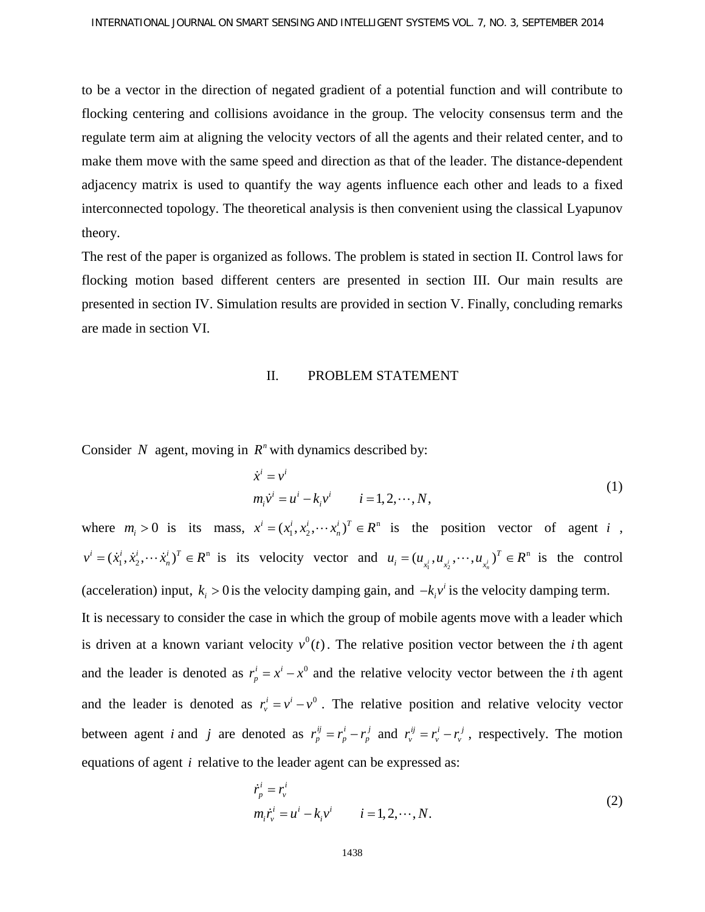to be a vector in the direction of negated gradient of a potential function and will contribute to flocking centering and collisions avoidance in the group. The velocity consensus term and the regulate term aim at aligning the velocity vectors of all the agents and their related center, and to make them move with the same speed and direction as that of the leader. The distance-dependent adjacency matrix is used to quantify the way agents influence each other and leads to a fixed interconnected topology. The theoretical analysis is then convenient using the classical Lyapunov theory.

The rest of the paper is organized as follows. The problem is stated in section II. Control laws for flocking motion based different centers are presented in section III. Our main results are presented in section IV. Simulation results are provided in section V. Finally, concluding remarks are made in section VI.

## II. PROBLEM STATEMENT

Consider $N$ agent, moving in $R^n$ with dynamics described by:

$$\begin{aligned} \dot{x}^i &= v^i \\ m_i \dot{v}^i &= u^i - k_i v^i \qquad i = 1, 2, \cdots, N, \end{aligned} \tag{1}$$

where $m_i > 0$ is its mass, $x^i = (x_1^i, x_2^i, \cdots x_n^i)^T \in R^n$ is the position vector of agent $i$, $v^i = (\dot{x}_1^i, \dot{x}_2^i, \cdots \dot{x}_n^i)^T \in R^n$ is its velocity vector and $u_i = (u_{x_1^i}, u_{x_2^i}, \cdots, u_{x_n^i})^T \in R^n$ is the control (acceleration) input, $k_i > 0$ is the velocity damping gain, and $-k_i v^i$ is the velocity damping term.

It is necessary to consider the case in which the group of mobile agents move with a leader which is driven at a known variant velocity $v^0(t)$. The relative position vector between the $i$th agent and the leader is denoted as $r_p^i = x^i - x^0$ and the relative velocity vector between the $i$th agent and the leader is denoted as $r_v^i = v^i - v^0$. The relative position and relative velocity vector between agent $i$ and $j$ are denoted as $r_p^{ij} = r_p^i - r_p^j$ and $r_v^{ij} = r_v^i - r_v^j$, respectively. The motion equations of agent $i$ relative to the leader agent can be expressed as:

$$\begin{aligned} \dot{r}_p^i &= r_v^i \\ m_i \dot{r}_v^i &= u^i - k_i v^i \qquad i = 1, 2, \cdots, N. \end{aligned} \tag{2}$$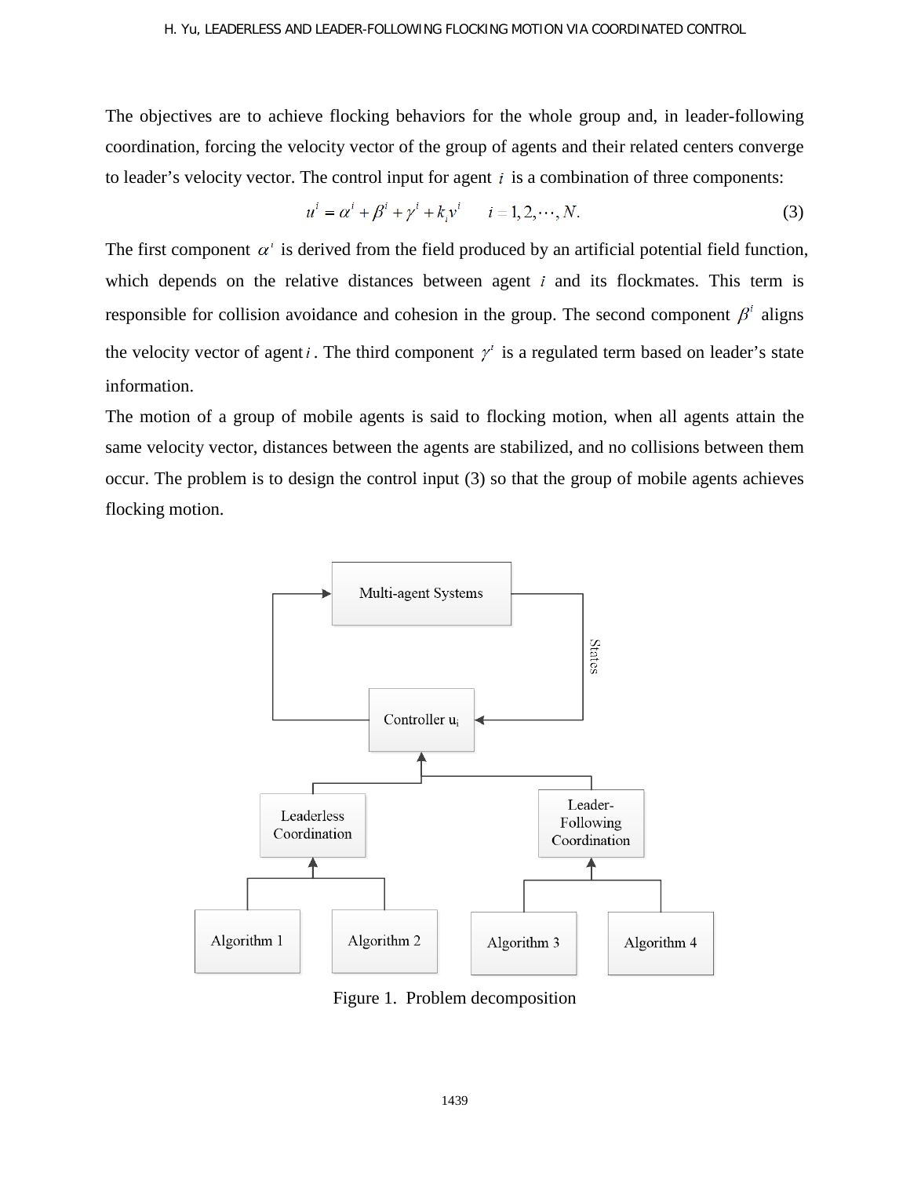The objectives are to achieve flocking behaviors for the whole group and, in leader-following coordination, forcing the velocity vector of the group of agents and their related centers converge to leader's velocity vector. The control input for agent $i$ is a combination of three components:

$$u^i = \alpha^i + \beta^i + \gamma^i + k_i v^i \qquad i = 1, 2, \cdots, N. \tag{3}$$

The first component $\alpha^i$ is derived from the field produced by an artificial potential field function, which depends on the relative distances between agent $i$ and its flockmates. This term is responsible for collision avoidance and cohesion in the group. The second component $\beta^i$ aligns the velocity vector of agent $i$. The third component $\gamma^i$ is a regulated term based on leader's state information.

The motion of a group of mobile agents is said to flocking motion, when all agents attain the same velocity vector, distances between the agents are stabilized, and no collisions between them occur. The problem is to design the control input (3) so that the group of mobile agents achieves flocking motion.

Figure 1. Problem decomposition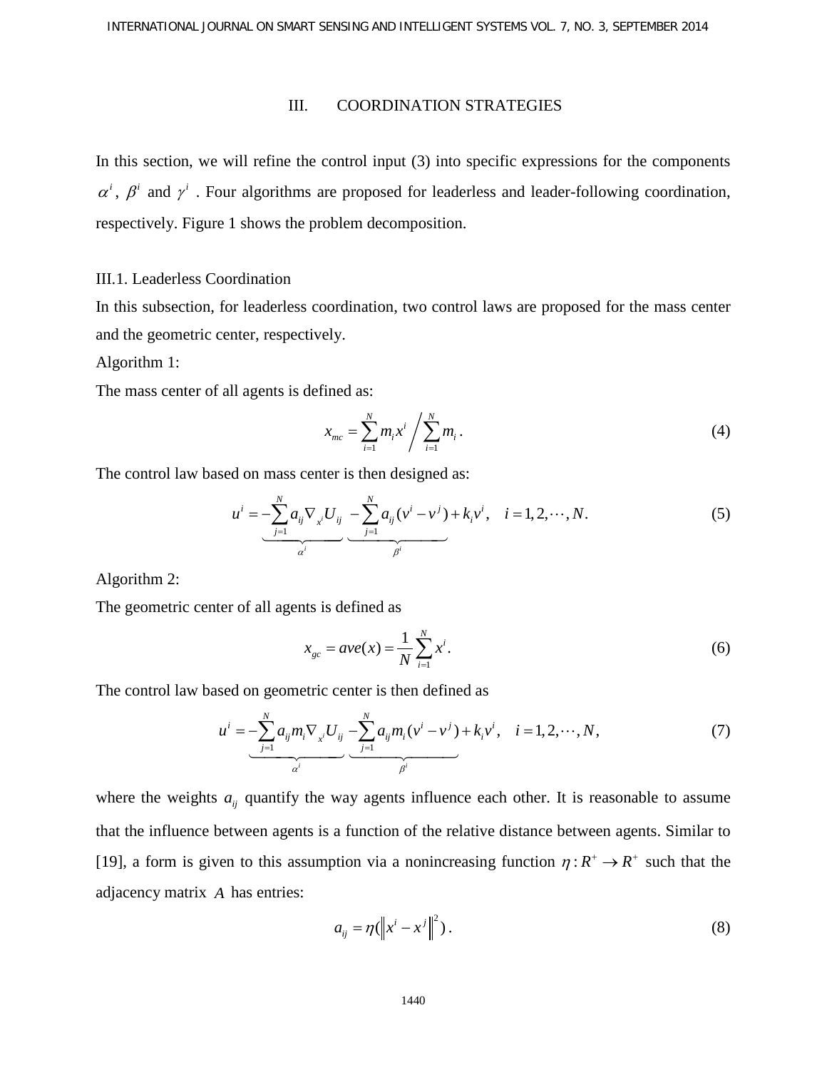## III. COORDINATION STRATEGIES

In this section, we will refine the control input (3) into specific expressions for the components $\alpha^i$, $\beta^i$ and $\gamma^i$. Four algorithms are proposed for leaderless and leader-following coordination, respectively. Figure 1 shows the problem decomposition.

### III.1. Leaderless Coordination

In this subsection, for leaderless coordination, two control laws are proposed for the mass center and the geometric center, respectively.

Algorithm 1:

The mass center of all agents is defined as:

$$x_{mc} = \sum_{i=1}^{N} m_i x^i \Big/ \sum_{i=1}^{N} m_i . \tag{4}$$

The control law based on mass center is then designed as:

$$u^i = \underbrace{-\sum_{j=1}^{N} a_{ij} \nabla_{x^i} U_{ij}}_{\alpha^i} \underbrace{-\sum_{j=1}^{N} a_{ij} (v^i - v^j)}_{\beta^i} + k_i v^i, \quad i = 1, 2, \cdots, N. \tag{5}$$

Algorithm 2:

The geometric center of all agents is defined as

$$x_{gc} = ave(x) = \frac{1}{N} \sum_{i=1}^{N} x^i . \tag{6}$$

The control law based on geometric center is then defined as

$$u^i = \underbrace{-\sum_{j=1}^{N} a_{ij} m_i \nabla_{x^i} U_{ij}}_{\alpha^i} \underbrace{-\sum_{j=1}^{N} a_{ij} m_i (v^i - v^j)}_{\beta^i} + k_i v^i, \quad i = 1, 2, \cdots, N, \tag{7}$$

where the weights $a_{ij}$ quantify the way agents influence each other. It is reasonable to assume that the influence between agents is a function of the relative distance between agents. Similar to [19], a form is given to this assumption via a nonincreasing function $\eta : R^+ \to R^+$ such that the adjacency matrix $A$ has entries:

$$a_{ij} = \eta(\|x^i - x^j\|^2) . \tag{8}$$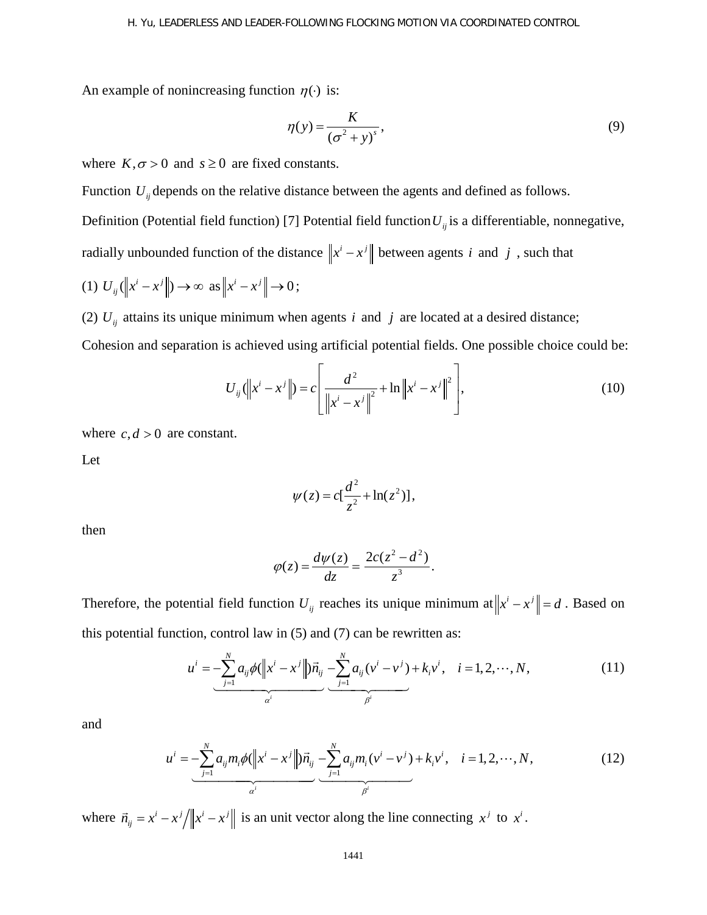An example of nonincreasing function $\eta(\cdot)$ is:

$$\eta(y) = \frac{K}{(\sigma^2 + y)^s}, \tag{9}$$

where $K, \sigma > 0$ and $s \geq 0$ are fixed constants.

Function $U_{ij}$ depends on the relative distance between the agents and defined as follows.

Definition (Potential field function) [7] Potential field function $U_{ij}$ is a differentiable, nonnegative, radially unbounded function of the distance $\|x^i - x^j\|$ between agents $i$ and $j$, such that

(1) $U_{ij}(\|x^i - x^j\|) \to \infty$ as $\|x^i - x^j\| \to 0$;

(2) $U_{ij}$ attains its unique minimum when agents $i$ and $j$ are located at a desired distance;

Cohesion and separation is achieved using artificial potential fields. One possible choice could be:

$$U_{ij}(\|x^i - x^j\|) = c\left[\frac{d^2}{\|x^i - x^j\|^2} + \ln\|x^i - x^j\|^2\right], \tag{10}$$

where $c, d > 0$ are constant.

Let

$$\psi(z) = c[\frac{d^2}{z^2} + \ln(z^2)],$$

then

$$\varphi(z) = \frac{d\psi(z)}{dz} = \frac{2c(z^2 - d^2)}{z^3}.$$

Therefore, the potential field function $U_{ij}$ reaches its unique minimum at $\|x^i - x^j\| = d$. Based on this potential function, control law in (5) and (7) can be rewritten as:

$$u^i = \underbrace{-\sum_{j=1}^{N} a_{ij}\phi(\|x^i - x^j\|)\vec{n}_{ij}}_{\alpha^i} \underbrace{-\sum_{j=1}^{N} a_{ij}(v^i - v^j)}_{\beta^i} + k_i v^i, \quad i = 1, 2, \cdots, N, \tag{11}$$

and

$$u^i = \underbrace{-\sum_{j=1}^{N} a_{ij} m_i \phi(\|x^i - x^j\|)\vec{n}_{ij}}_{\alpha^i} \underbrace{-\sum_{j=1}^{N} a_{ij} m_i (v^i - v^j)}_{\beta^i} + k_i v^i, \quad i = 1, 2, \cdots, N, \tag{12}$$

where $\vec{n}_{ij} = x^i - x^j / \|x^i - x^j\|$ is an unit vector along the line connecting $x^j$ to $x^i$.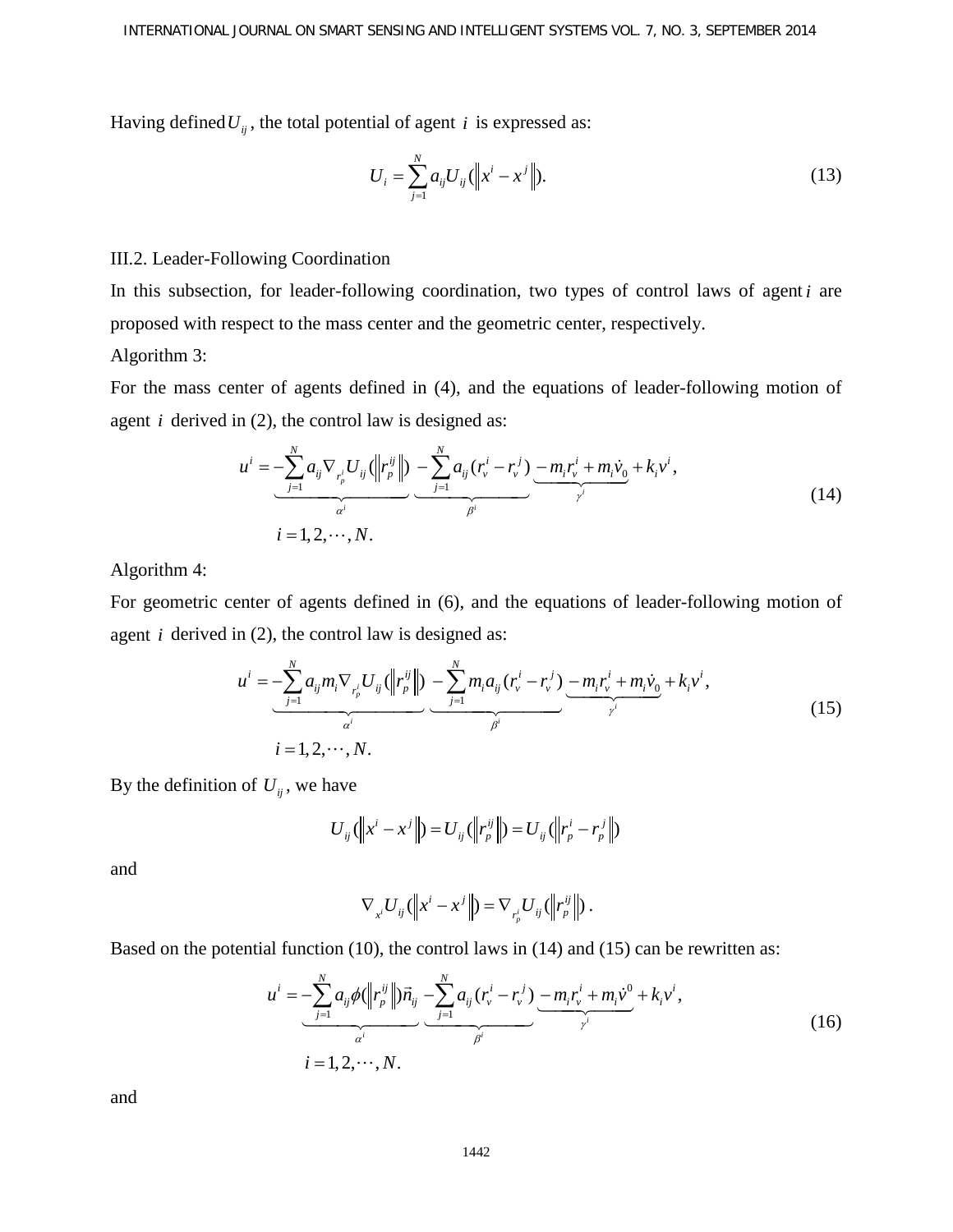Having defined $U_{ij}$, the total potential of agent $i$ is expressed as:

$$U_i = \sum_{j=1}^{N} a_{ij} U_{ij} (\| x^i - x^j \|). \tag{13}$$

III.2. Leader-Following Coordination

In this subsection, for leader-following coordination, two types of control laws of agent $i$ are proposed with respect to the mass center and the geometric center, respectively.

Algorithm 3:

For the mass center of agents defined in (4), and the equations of leader-following motion of agent $i$ derived in (2), the control law is designed as:

$$u^i = \underbrace{-\sum_{j=1}^{N} a_{ij} \nabla_{r_p^i} U_{ij} (\| r_p^{ij} \|)}_{\alpha^i} \underbrace{-\sum_{j=1}^{N} a_{ij} (r_v^i - r_v^j)}_{\beta^i} \underbrace{-m_i r_v^i + m_i \dot{v}_0}_{\gamma^i} + k_i v^i, \tag{14}$$
$$i = 1, 2, \cdots, N.$$

Algorithm 4:

For geometric center of agents defined in (6), and the equations of leader-following motion of agent $i$ derived in (2), the control law is designed as:

$$u^i = \underbrace{-\sum_{j=1}^{N} a_{ij} m_i \nabla_{r_p^i} U_{ij} (\| r_p^{ij} \|)}_{\alpha^i} \underbrace{-\sum_{j=1}^{N} m_i a_{ij} (r_v^i - r_v^j)}_{\beta^i} \underbrace{-m_i r_v^i + m_i \dot{v}_0}_{\gamma^i} + k_i v^i, \tag{15}$$
$$i = 1, 2, \cdots, N.$$

By the definition of $U_{ij}$, we have

$$U_{ij}(\| x^i - x^j \|) = U_{ij}(\| r_p^{ij} \|) = U_{ij}(\| r_p^i - r_p^j \|)$$

and

$$\nabla_{x^i} U_{ij}(\| x^i - x^j \|) = \nabla_{r_p^i} U_{ij}(\| r_p^{ij} \|).$$

Based on the potential function (10), the control laws in (14) and (15) can be rewritten as:

$$u^i = \underbrace{-\sum_{j=1}^{N} a_{ij} \phi(\| r_p^{ij} \|) \vec{n}_{ij}}_{\alpha^i} \underbrace{-\sum_{j=1}^{N} a_{ij} (r_v^i - r_v^j)}_{\beta^i} \underbrace{-m_i r_v^i + m_i \dot{v}^0}_{\gamma^i} + k_i v^i, \tag{16}$$
$$i = 1, 2, \cdots, N.$$

and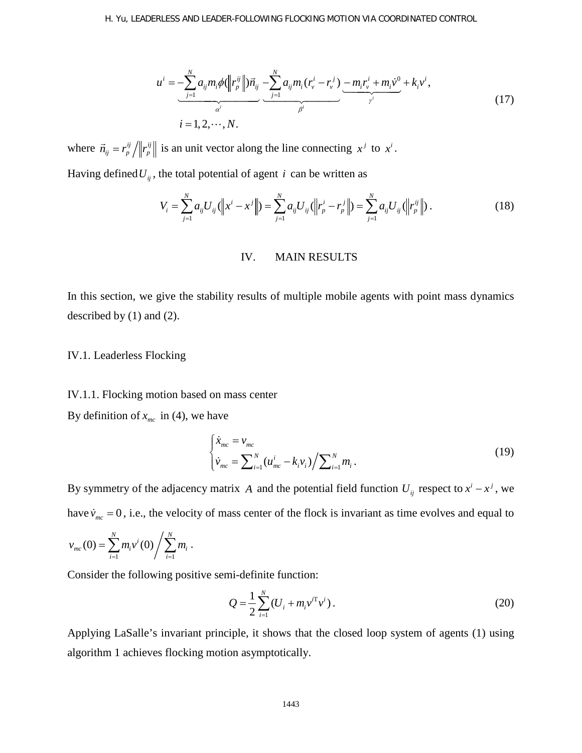$$u^i = \underbrace{-\sum_{j=1}^{N} a_{ij} m_i \phi(\|r_p^{ij}\|)\vec{n}_{ij}}_{\alpha^i} \underbrace{-\sum_{j=1}^{N} a_{ij} m_i (r_v^i - r_v^j)}_{\beta^i} \underbrace{- m_i r_v^i + m_i \dot{v}^0}_{\gamma^i} + k_i v^i, \tag{17}$$

$$i = 1, 2, \cdots, N.$$

where $\vec{n}_{ij} = r_p^{ij} / \|r_p^{ij}\|$ is an unit vector along the line connecting $x^j$ to $x^i$.

Having defined $U_{ij}$, the total potential of agent $i$ can be written as

$$V_i = \sum_{j=1}^{N} a_{ij} U_{ij}(\|x^i - x^j\|) = \sum_{j=1}^{N} a_{ij} U_{ij}(\|r_p^i - r_p^j\|) = \sum_{j=1}^{N} a_{ij} U_{ij}(\|r_p^{ij}\|). \tag{18}$$

## IV. MAIN RESULTS

In this section, we give the stability results of multiple mobile agents with point mass dynamics described by (1) and (2).

### IV.1. Leaderless Flocking

#### IV.1.1. Flocking motion based on mass center

By definition of $x_{mc}$ in (4), we have

$$\begin{cases} \dot{x}_{mc} = v_{mc} \\ \dot{v}_{mc} = \sum_{i=1}^{N} (u_{mc}^i - k_i v_i) \Big/ \sum_{i=1}^{N} m_i. \end{cases} \tag{19}$$

By symmetry of the adjacency matrix $A$ and the potential field function $U_{ij}$ respect to $x^i - x^j$, we have $\dot{v}_{mc} = 0$, i.e., the velocity of mass center of the flock is invariant as time evolves and equal to $v_{mc}(0) = \sum_{i=1}^{N} m_i v^i(0) \Big/ \sum_{i=1}^{N} m_i$.

Consider the following positive semi-definite function:

$$Q = \frac{1}{2} \sum_{i=1}^{N} (U_i + m_i v^{i\mathrm{T}} v^i). \tag{20}$$

Applying LaSalle's invariant principle, it shows that the closed loop system of agents (1) using algorithm 1 achieves flocking motion asymptotically.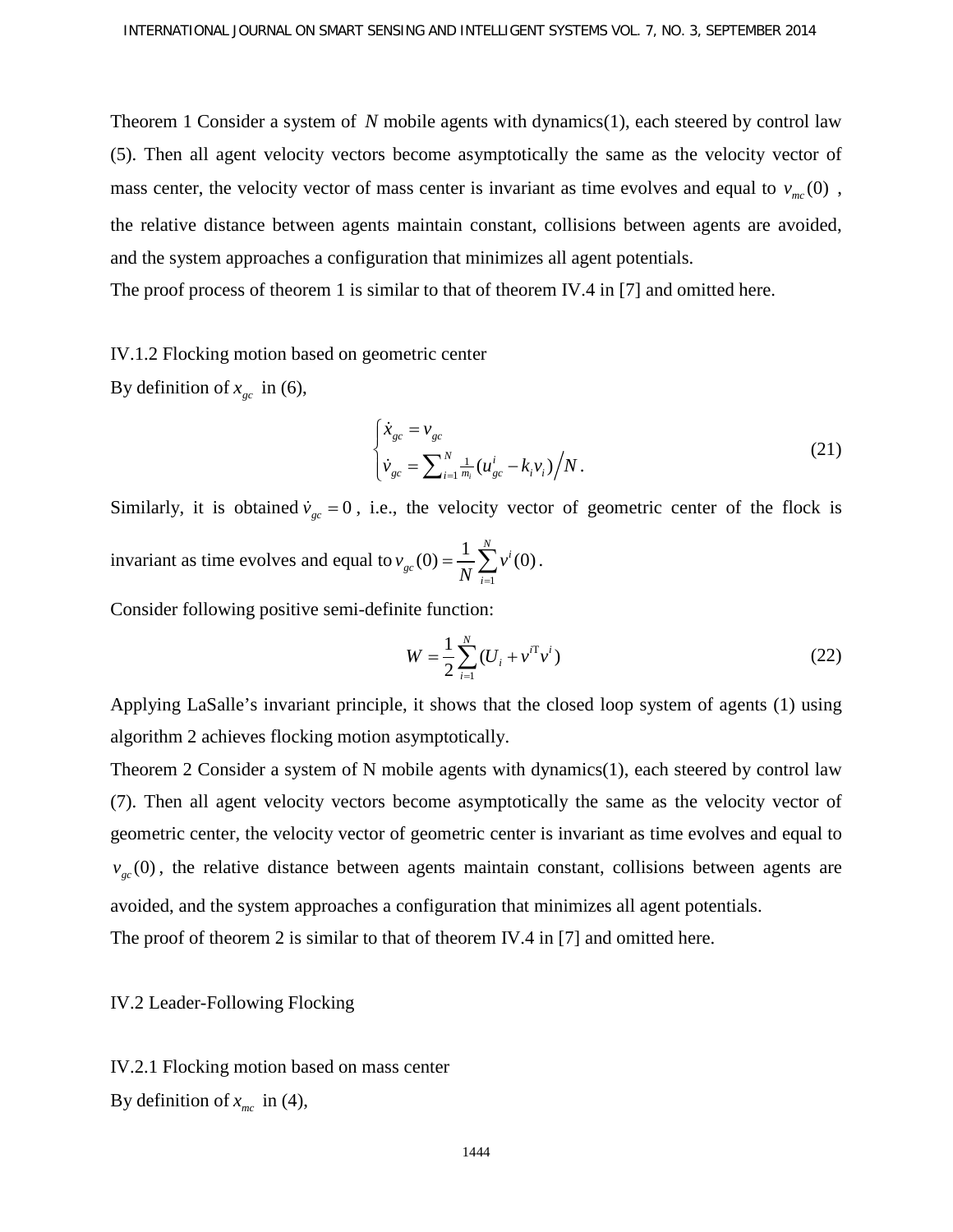Theorem 1 Consider a system of $N$ mobile agents with dynamics(1), each steered by control law (5). Then all agent velocity vectors become asymptotically the same as the velocity vector of mass center, the velocity vector of mass center is invariant as time evolves and equal to $v_{mc}(0)$ , the relative distance between agents maintain constant, collisions between agents are avoided, and the system approaches a configuration that minimizes all agent potentials.

The proof process of theorem 1 is similar to that of theorem IV.4 in [7] and omitted here.

IV.1.2 Flocking motion based on geometric center

By definition of $x_{gc}$ in (6),

$$\begin{cases} \dot{x}_{gc} = v_{gc} \\ \dot{v}_{gc} = \sum_{i=1}^{N} \frac{1}{m_i}(u_{gc}^i - k_i v_i) \Big/ N. \end{cases} \tag{21}$$

Similarly, it is obtained $\dot{v}_{gc} = 0$ , i.e., the velocity vector of geometric center of the flock is invariant as time evolves and equal to $v_{gc}(0) = \frac{1}{N}\sum_{i=1}^{N} v^i(0)$ .

Consider following positive semi-definite function:

$$W = \frac{1}{2}\sum_{i=1}^{N}(U_i + v^{i\mathrm{T}} v^i) \tag{22}$$

Applying LaSalle's invariant principle, it shows that the closed loop system of agents (1) using algorithm 2 achieves flocking motion asymptotically.

Theorem 2 Consider a system of N mobile agents with dynamics(1), each steered by control law (7). Then all agent velocity vectors become asymptotically the same as the velocity vector of geometric center, the velocity vector of geometric center is invariant as time evolves and equal to $v_{gc}(0)$ , the relative distance between agents maintain constant, collisions between agents are avoided, and the system approaches a configuration that minimizes all agent potentials.

The proof of theorem 2 is similar to that of theorem IV.4 in [7] and omitted here.

IV.2 Leader-Following Flocking

IV.2.1 Flocking motion based on mass center

By definition of $x_{mc}$ in (4),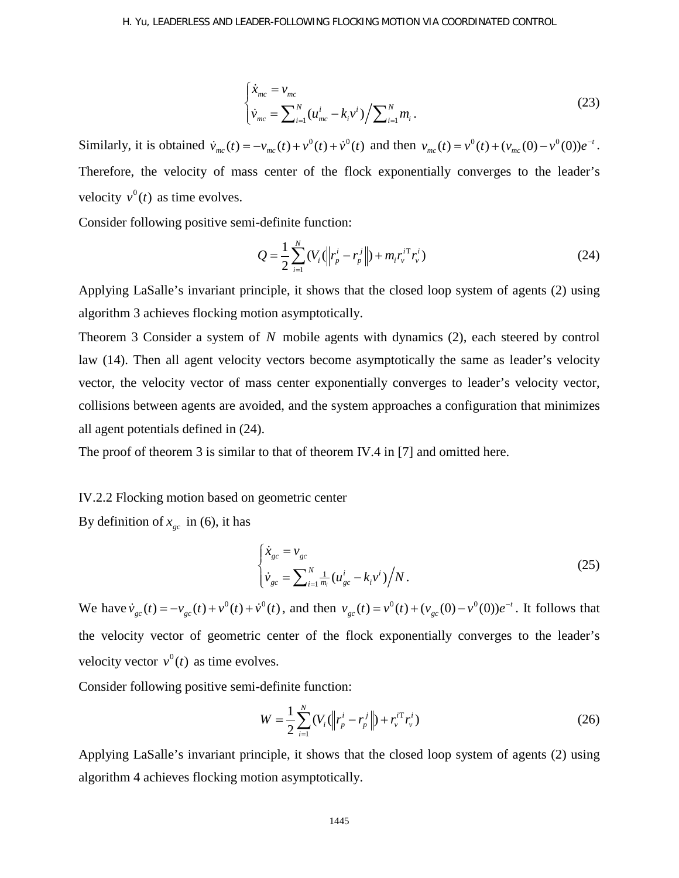$$
\begin{cases} \dot{x}_{mc} = v_{mc} \\ \dot{v}_{mc} = \sum_{i=1}^{N} (u_{mc}^{i} - k_i v^i) \Big/ \sum_{i=1}^{N} m_i . \end{cases} \tag{23}
$$

Similarly, it is obtained $\dot{v}_{mc}(t) = -v_{mc}(t) + v^0(t) + \dot{v}^0(t)$ and then $v_{mc}(t) = v^0(t) + (v_{mc}(0) - v^0(0))e^{-t}$. Therefore, the velocity of mass center of the flock exponentially converges to the leader's velocity $v^0(t)$ as time evolves.

Consider following positive semi-definite function:

$$
Q = \frac{1}{2} \sum_{i=1}^{N} (V_i(\| r_p^i - r_p^j \|) + m_i r_v^{i\mathrm{T}} r_v^i) \tag{24}
$$

Applying LaSalle's invariant principle, it shows that the closed loop system of agents (2) using algorithm 3 achieves flocking motion asymptotically.

Theorem 3 Consider a system of $N$ mobile agents with dynamics (2), each steered by control law (14). Then all agent velocity vectors become asymptotically the same as leader's velocity vector, the velocity vector of mass center exponentially converges to leader's velocity vector, collisions between agents are avoided, and the system approaches a configuration that minimizes all agent potentials defined in (24).

The proof of theorem 3 is similar to that of theorem IV.4 in [7] and omitted here.

IV.2.2 Flocking motion based on geometric center

By definition of $x_{gc}$ in (6), it has

$$
\begin{cases} \dot{x}_{gc} = v_{gc} \\ \dot{v}_{gc} = \sum_{i=1}^{N} \frac{1}{m_i} (u_{gc}^{i} - k_i v^i) \Big/ N . \end{cases} \tag{25}
$$

We have $\dot{v}_{gc}(t) = -v_{gc}(t) + v^0(t) + \dot{v}^0(t)$, and then $v_{gc}(t) = v^0(t) + (v_{gc}(0) - v^0(0))e^{-t}$. It follows that the velocity vector of geometric center of the flock exponentially converges to the leader's velocity vector $v^0(t)$ as time evolves.

Consider following positive semi-definite function:

$$
W = \frac{1}{2} \sum_{i=1}^{N} (V_i(\| r_p^i - r_p^j \|) + r_v^{i\mathrm{T}} r_v^i) \tag{26}
$$

Applying LaSalle's invariant principle, it shows that the closed loop system of agents (2) using algorithm 4 achieves flocking motion asymptotically.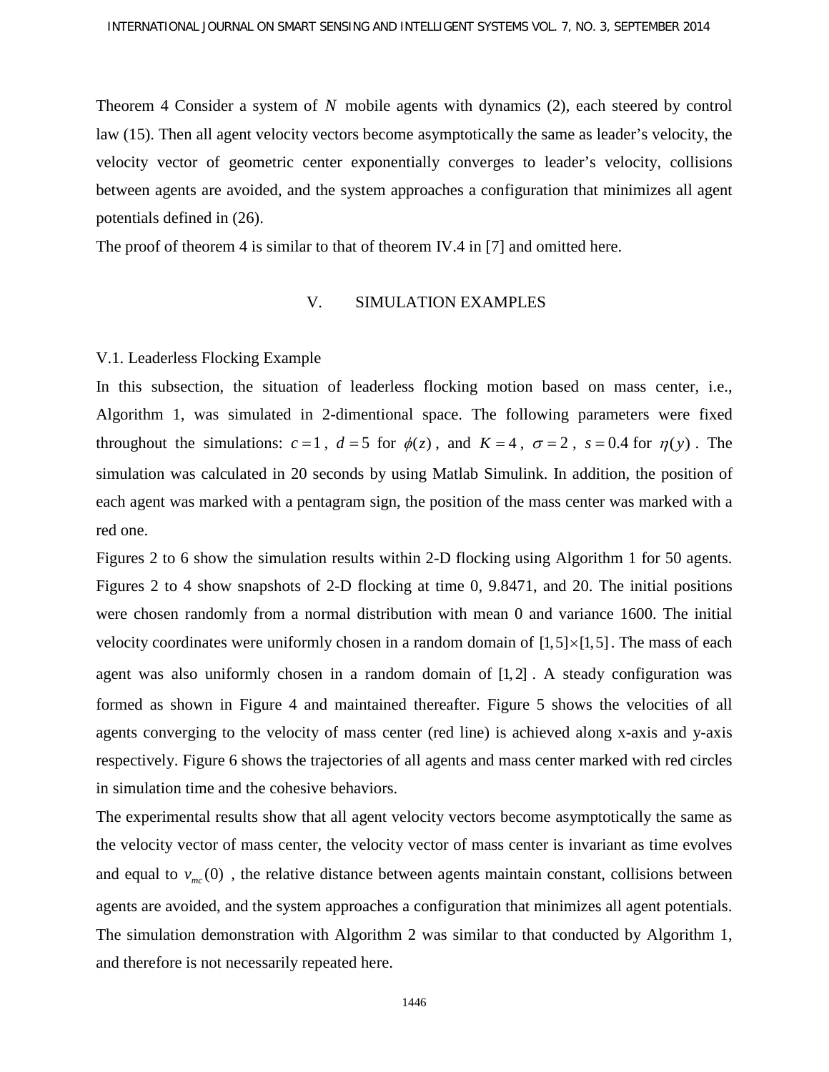Theorem 4 Consider a system of $N$ mobile agents with dynamics (2), each steered by control law (15). Then all agent velocity vectors become asymptotically the same as leader's velocity, the velocity vector of geometric center exponentially converges to leader's velocity, collisions between agents are avoided, and the system approaches a configuration that minimizes all agent potentials defined in (26).

The proof of theorem 4 is similar to that of theorem IV.4 in [7] and omitted here.

## V. SIMULATION EXAMPLES

### V.1. Leaderless Flocking Example

In this subsection, the situation of leaderless flocking motion based on mass center, i.e., Algorithm 1, was simulated in 2-dimentional space. The following parameters were fixed throughout the simulations: $c=1$, $d=5$ for $\phi(z)$, and $K=4$, $\sigma=2$, $s=0.4$ for $\eta(y)$. The simulation was calculated in 20 seconds by using Matlab Simulink. In addition, the position of each agent was marked with a pentagram sign, the position of the mass center was marked with a red one.

Figures 2 to 6 show the simulation results within 2-D flocking using Algorithm 1 for 50 agents. Figures 2 to 4 show snapshots of 2-D flocking at time 0, 9.8471, and 20. The initial positions were chosen randomly from a normal distribution with mean 0 and variance 1600. The initial velocity coordinates were uniformly chosen in a random domain of $[1,5]\times[1,5]$. The mass of each agent was also uniformly chosen in a random domain of $[1,2]$. A steady configuration was formed as shown in Figure 4 and maintained thereafter. Figure 5 shows the velocities of all agents converging to the velocity of mass center (red line) is achieved along x-axis and y-axis respectively. Figure 6 shows the trajectories of all agents and mass center marked with red circles in simulation time and the cohesive behaviors.

The experimental results show that all agent velocity vectors become asymptotically the same as the velocity vector of mass center, the velocity vector of mass center is invariant as time evolves and equal to $v_{mc}(0)$, the relative distance between agents maintain constant, collisions between agents are avoided, and the system approaches a configuration that minimizes all agent potentials. The simulation demonstration with Algorithm 2 was similar to that conducted by Algorithm 1, and therefore is not necessarily repeated here.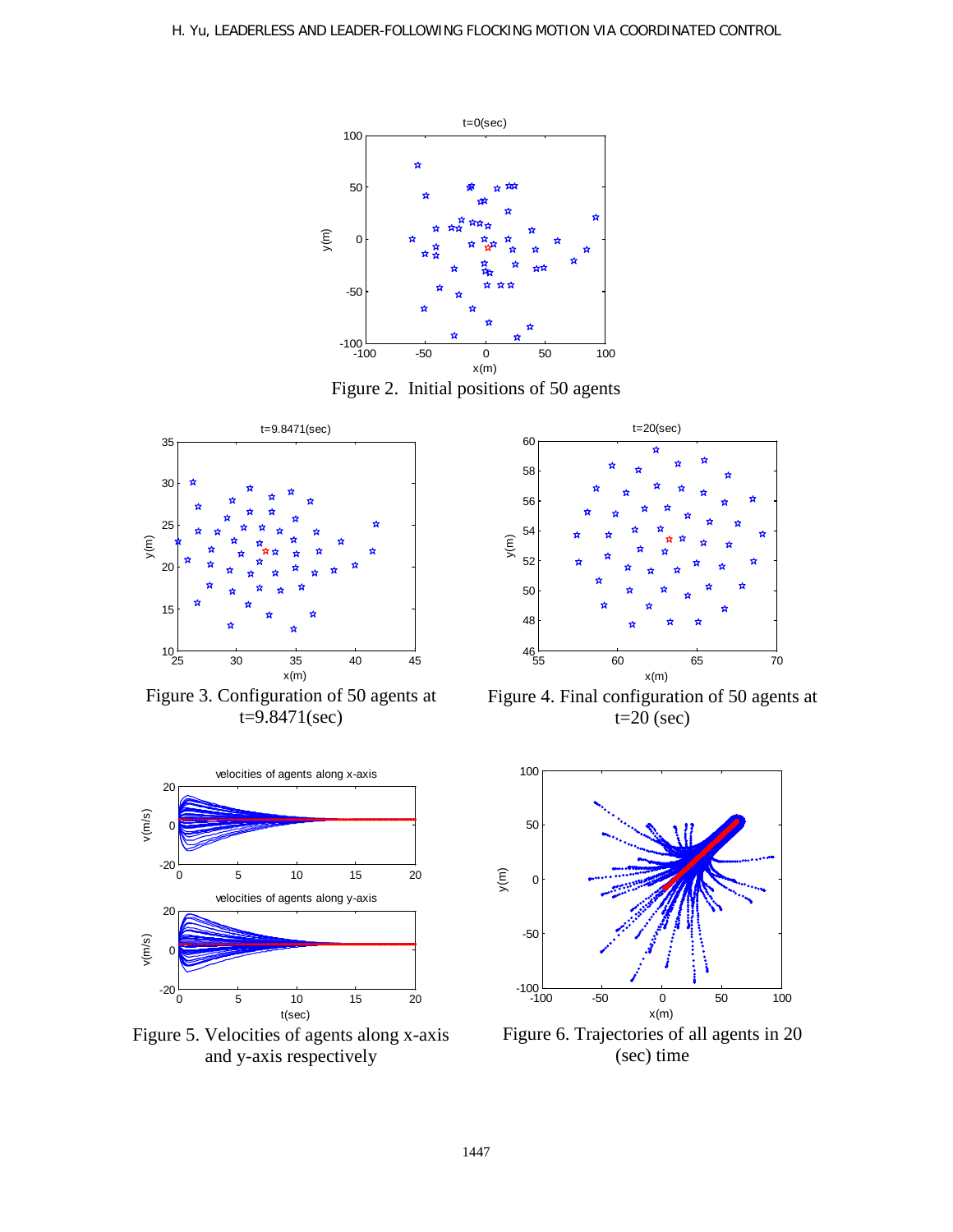Figure 2. Initial positions of 50 agents

Figure 3. Configuration of 50 agents at t=9.8471(sec)

Figure 4. Final configuration of 50 agents at t=20 (sec)

Figure 5. Velocities of agents along x-axis and y-axis respectively

Figure 6. Trajectories of all agents in 20 (sec) time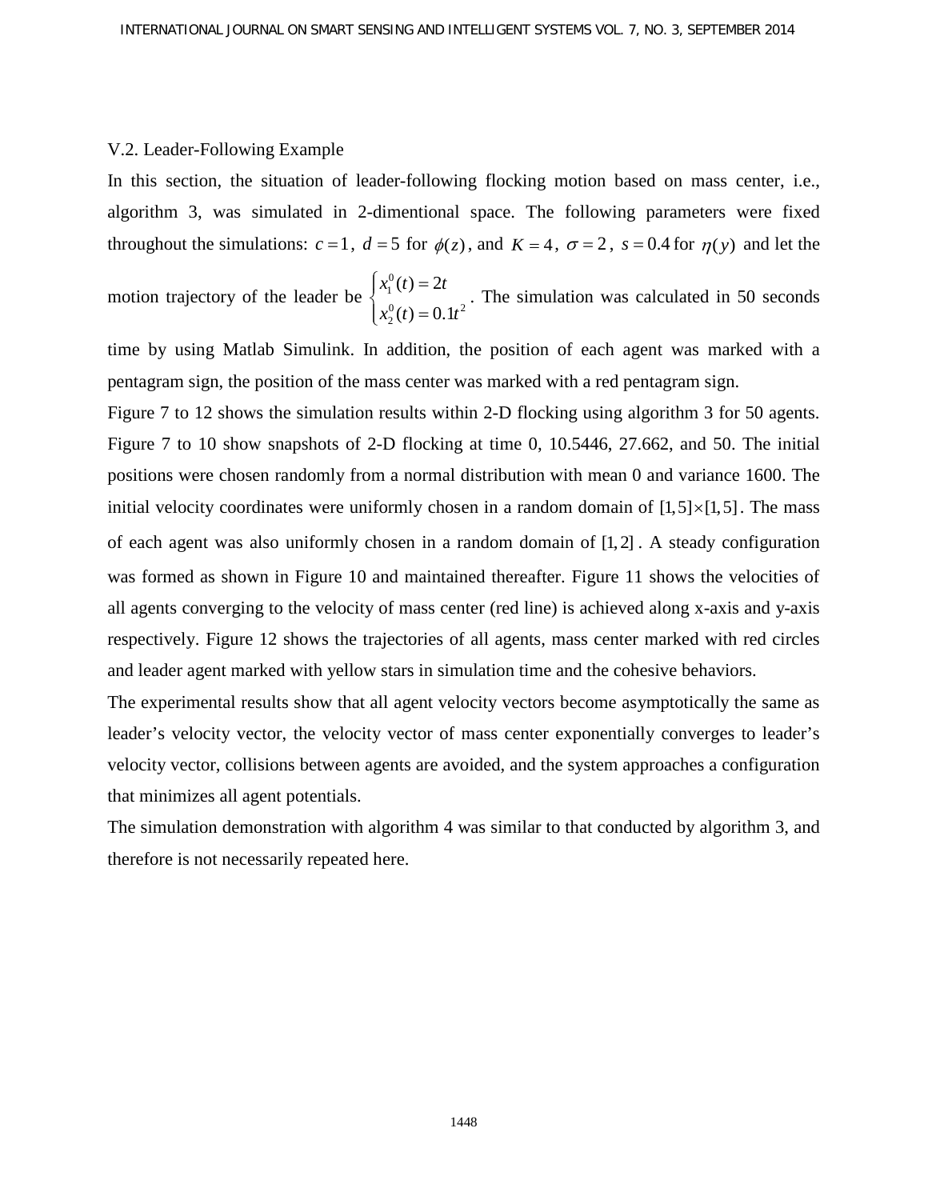## V.2. Leader-Following Example

In this section, the situation of leader-following flocking motion based on mass center, i.e., algorithm 3, was simulated in 2-dimentional space. The following parameters were fixed throughout the simulations: $c = 1$, $d = 5$ for $\phi(z)$, and $K = 4$, $\sigma = 2$, $s = 0.4$ for $\eta(y)$ and let the motion trajectory of the leader be $\begin{cases} x_1^0(t) = 2t \\ x_2^0(t) = 0.1t^2 \end{cases}$. The simulation was calculated in 50 seconds time by using Matlab Simulink. In addition, the position of each agent was marked with a pentagram sign, the position of the mass center was marked with a red pentagram sign.

Figure 7 to 12 shows the simulation results within 2-D flocking using algorithm 3 for 50 agents. Figure 7 to 10 show snapshots of 2-D flocking at time 0, 10.5446, 27.662, and 50. The initial positions were chosen randomly from a normal distribution with mean 0 and variance 1600. The initial velocity coordinates were uniformly chosen in a random domain of $[1,5]\times[1,5]$. The mass of each agent was also uniformly chosen in a random domain of $[1,2]$. A steady configuration was formed as shown in Figure 10 and maintained thereafter. Figure 11 shows the velocities of all agents converging to the velocity of mass center (red line) is achieved along x-axis and y-axis respectively. Figure 12 shows the trajectories of all agents, mass center marked with red circles and leader agent marked with yellow stars in simulation time and the cohesive behaviors.

The experimental results show that all agent velocity vectors become asymptotically the same as leader's velocity vector, the velocity vector of mass center exponentially converges to leader's velocity vector, collisions between agents are avoided, and the system approaches a configuration that minimizes all agent potentials.

The simulation demonstration with algorithm 4 was similar to that conducted by algorithm 3, and therefore is not necessarily repeated here.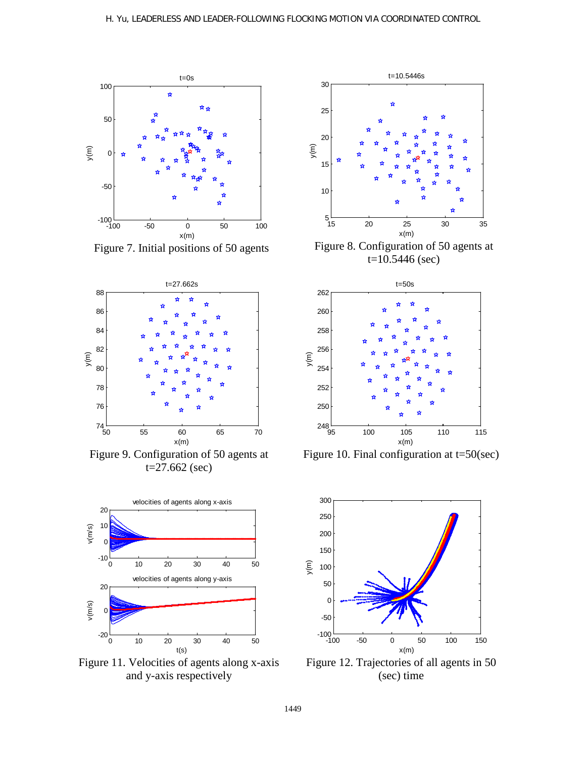Figure 7. Initial positions of 50 agents

Figure 8. Configuration of 50 agents at t=10.5446 (sec)

Figure 9. Configuration of 50 agents at t=27.662 (sec)

Figure 10. Final configuration at t=50(sec)

Figure 11. Velocities of agents along x-axis and y-axis respectively

Figure 12. Trajectories of all agents in 50 (sec) time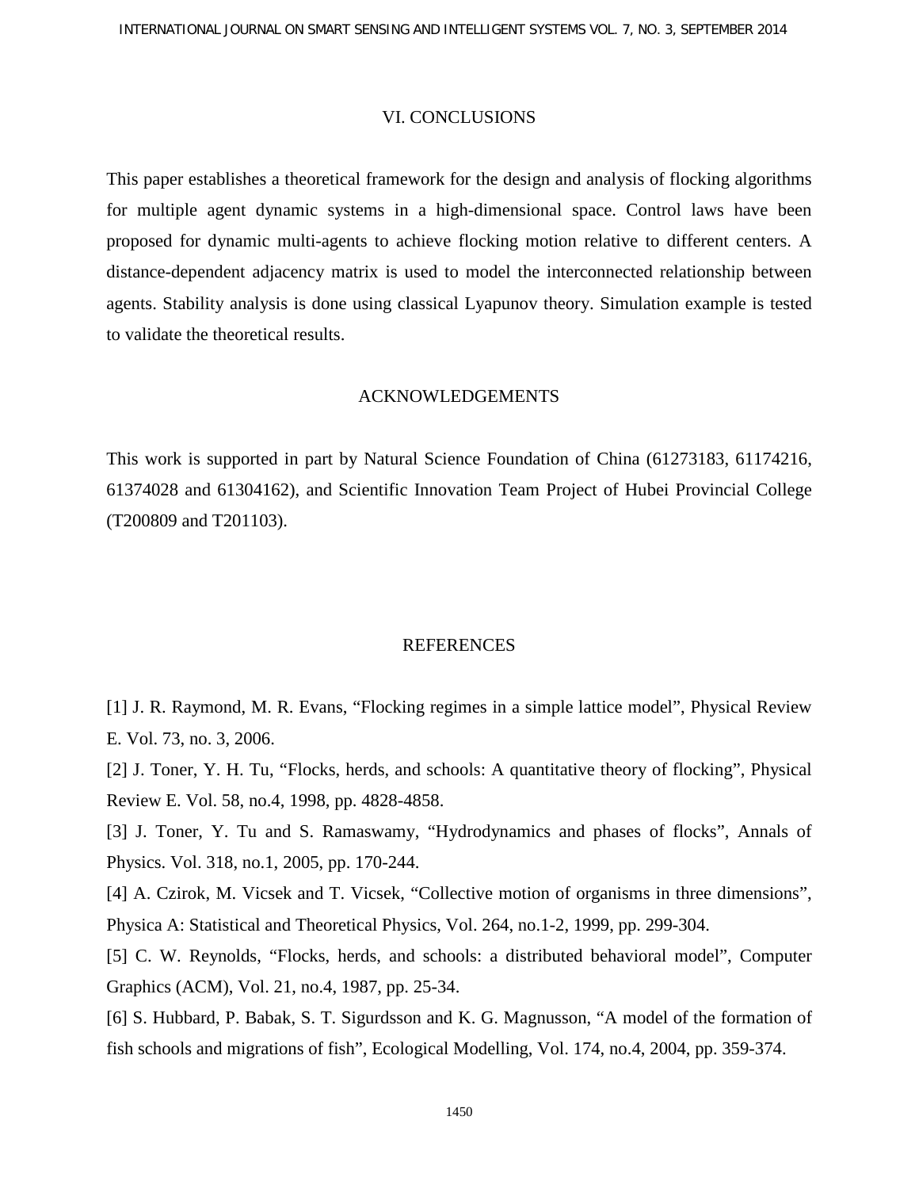## VI. CONCLUSIONS

This paper establishes a theoretical framework for the design and analysis of flocking algorithms for multiple agent dynamic systems in a high-dimensional space. Control laws have been proposed for dynamic multi-agents to achieve flocking motion relative to different centers. A distance-dependent adjacency matrix is used to model the interconnected relationship between agents. Stability analysis is done using classical Lyapunov theory. Simulation example is tested to validate the theoretical results.

## ACKNOWLEDGEMENTS

This work is supported in part by Natural Science Foundation of China (61273183, 61174216, 61374028 and 61304162), and Scientific Innovation Team Project of Hubei Provincial College (T200809 and T201103).

## REFERENCES

[1] J. R. Raymond, M. R. Evans, "Flocking regimes in a simple lattice model", Physical Review E. Vol. 73, no. 3, 2006.

[2] J. Toner, Y. H. Tu, "Flocks, herds, and schools: A quantitative theory of flocking", Physical Review E. Vol. 58, no.4, 1998, pp. 4828-4858.

[3] J. Toner, Y. Tu and S. Ramaswamy, "Hydrodynamics and phases of flocks", Annals of Physics. Vol. 318, no.1, 2005, pp. 170-244.

[4] A. Czirok, M. Vicsek and T. Vicsek, "Collective motion of organisms in three dimensions", Physica A: Statistical and Theoretical Physics, Vol. 264, no.1-2, 1999, pp. 299-304.

[5] C. W. Reynolds, "Flocks, herds, and schools: a distributed behavioral model", Computer Graphics (ACM), Vol. 21, no.4, 1987, pp. 25-34.

[6] S. Hubbard, P. Babak, S. T. Sigurdsson and K. G. Magnusson, "A model of the formation of fish schools and migrations of fish", Ecological Modelling, Vol. 174, no.4, 2004, pp. 359-374.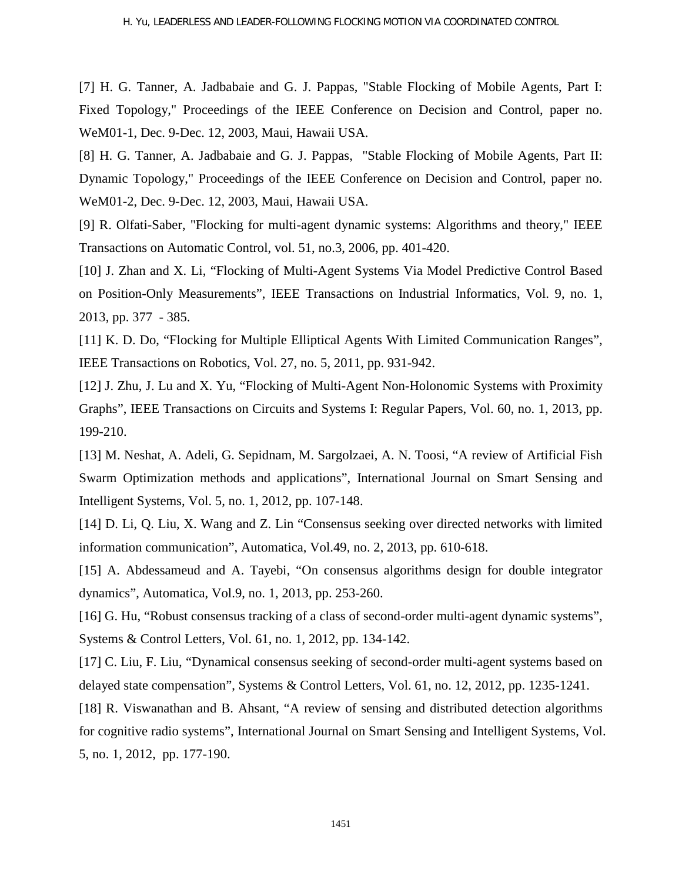[7] H. G. Tanner, A. Jadbabaie and G. J. Pappas, "Stable Flocking of Mobile Agents, Part I: Fixed Topology," Proceedings of the IEEE Conference on Decision and Control, paper no. WeM01-1, Dec. 9-Dec. 12, 2003, Maui, Hawaii USA.

[8] H. G. Tanner, A. Jadbabaie and G. J. Pappas, "Stable Flocking of Mobile Agents, Part II: Dynamic Topology," Proceedings of the IEEE Conference on Decision and Control, paper no. WeM01-2, Dec. 9-Dec. 12, 2003, Maui, Hawaii USA.

[9] R. Olfati-Saber, "Flocking for multi-agent dynamic systems: Algorithms and theory," IEEE Transactions on Automatic Control, vol. 51, no.3, 2006, pp. 401-420.

[10] J. Zhan and X. Li, "Flocking of Multi-Agent Systems Via Model Predictive Control Based on Position-Only Measurements", IEEE Transactions on Industrial Informatics, Vol. 9, no. 1, 2013, pp. 377 - 385.

[11] K. D. Do, "Flocking for Multiple Elliptical Agents With Limited Communication Ranges", IEEE Transactions on Robotics, Vol. 27, no. 5, 2011, pp. 931-942.

[12] J. Zhu, J. Lu and X. Yu, "Flocking of Multi-Agent Non-Holonomic Systems with Proximity Graphs", IEEE Transactions on Circuits and Systems I: Regular Papers, Vol. 60, no. 1, 2013, pp. 199-210.

[13] M. Neshat, A. Adeli, G. Sepidnam, M. Sargolzaei, A. N. Toosi, "A review of Artificial Fish Swarm Optimization methods and applications", International Journal on Smart Sensing and Intelligent Systems, Vol. 5, no. 1, 2012, pp. 107-148.

[14] D. Li, Q. Liu, X. Wang and Z. Lin "Consensus seeking over directed networks with limited information communication", Automatica, Vol.49, no. 2, 2013, pp. 610-618.

[15] A. Abdessameud and A. Tayebi, "On consensus algorithms design for double integrator dynamics", Automatica, Vol.9, no. 1, 2013, pp. 253-260.

[16] G. Hu, "Robust consensus tracking of a class of second-order multi-agent dynamic systems", Systems & Control Letters, Vol. 61, no. 1, 2012, pp. 134-142.

[17] C. Liu, F. Liu, "Dynamical consensus seeking of second-order multi-agent systems based on delayed state compensation", Systems & Control Letters, Vol. 61, no. 12, 2012, pp. 1235-1241.

[18] R. Viswanathan and B. Ahsant, "A review of sensing and distributed detection algorithms for cognitive radio systems", International Journal on Smart Sensing and Intelligent Systems, Vol. 5, no. 1, 2012, pp. 177-190.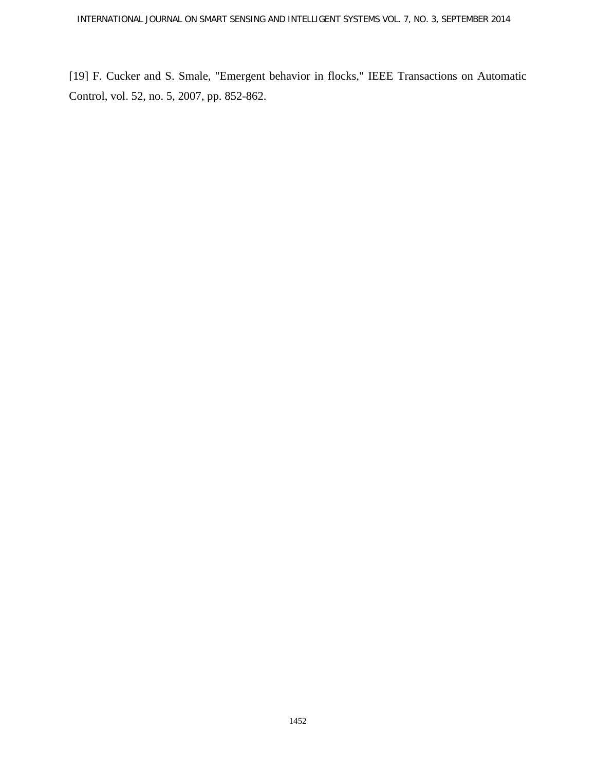[19] F. Cucker and S. Smale, "Emergent behavior in flocks," IEEE Transactions on Automatic Control, vol. 52, no. 5, 2007, pp. 852-862.